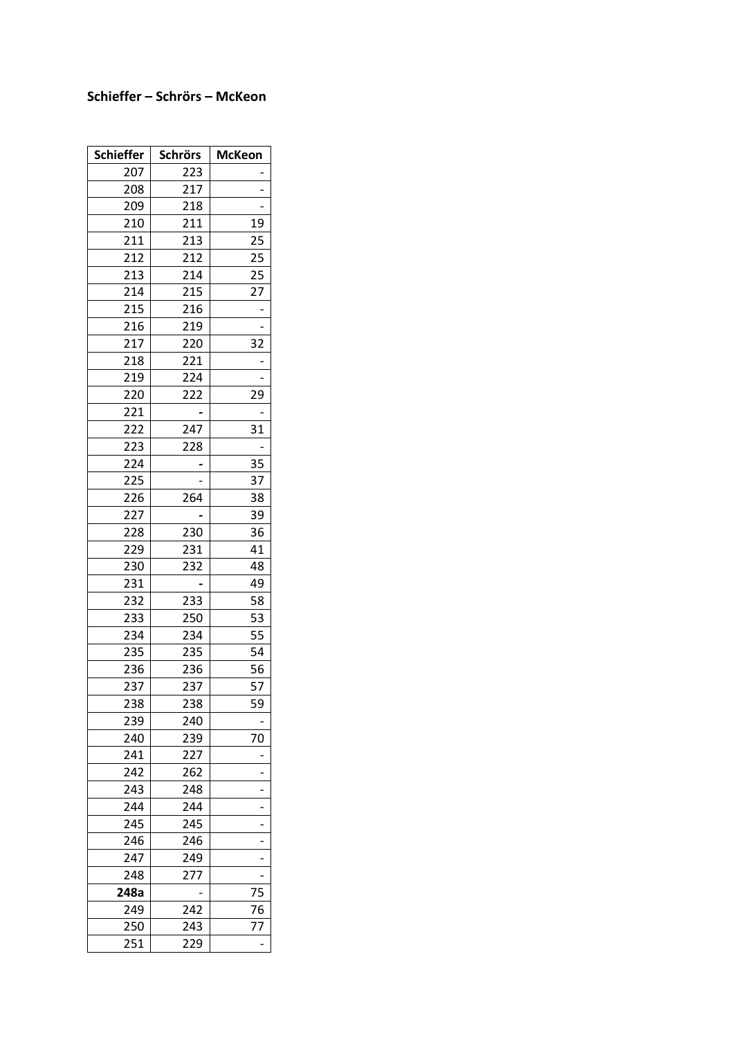**Schieffer – Schrörs – McKeon**

| **Schieffer** | **Schrörs** | **McKeon** |
|---|---|---|
| 207 | 223 | - |
| 208 | 217 | - |
| 209 | 218 | - |
| 210 | 211 | 19 |
| 211 | 213 | 25 |
| 212 | 212 | 25 |
| 213 | 214 | 25 |
| 214 | 215 | 27 |
| 215 | 216 | - |
| 216 | 219 | - |
| 217 | 220 | 32 |
| 218 | 221 | - |
| 219 | 224 | - |
| 220 | 222 | 29 |
| 221 | **-** | - |
| 222 | 247 | 31 |
| 223 | 228 | - |
| 224 | **-** | 35 |
| 225 | - | 37 |
| 226 | 264 | 38 |
| 227 | **-** | 39 |
| 228 | 230 | 36 |
| 229 | 231 | 41 |
| 230 | 232 | 48 |
| 231 | **-** | 49 |
| 232 | 233 | 58 |
| 233 | 250 | 53 |
| 234 | 234 | 55 |
| 235 | 235 | 54 |
| 236 | 236 | 56 |
| 237 | 237 | 57 |
| 238 | 238 | 59 |
| 239 | 240 | - |
| 240 | 239 | 70 |
| 241 | 227 | - |
| 242 | 262 | - |
| 243 | 248 | - |
| 244 | 244 | - |
| 245 | 245 | - |
| 246 | 246 | - |
| 247 | 249 | - |
| 248 | 277 | - |
| **248a** | - | 75 |
| 249 | 242 | 76 |
| 250 | 243 | 77 |
| 251 | 229 | - |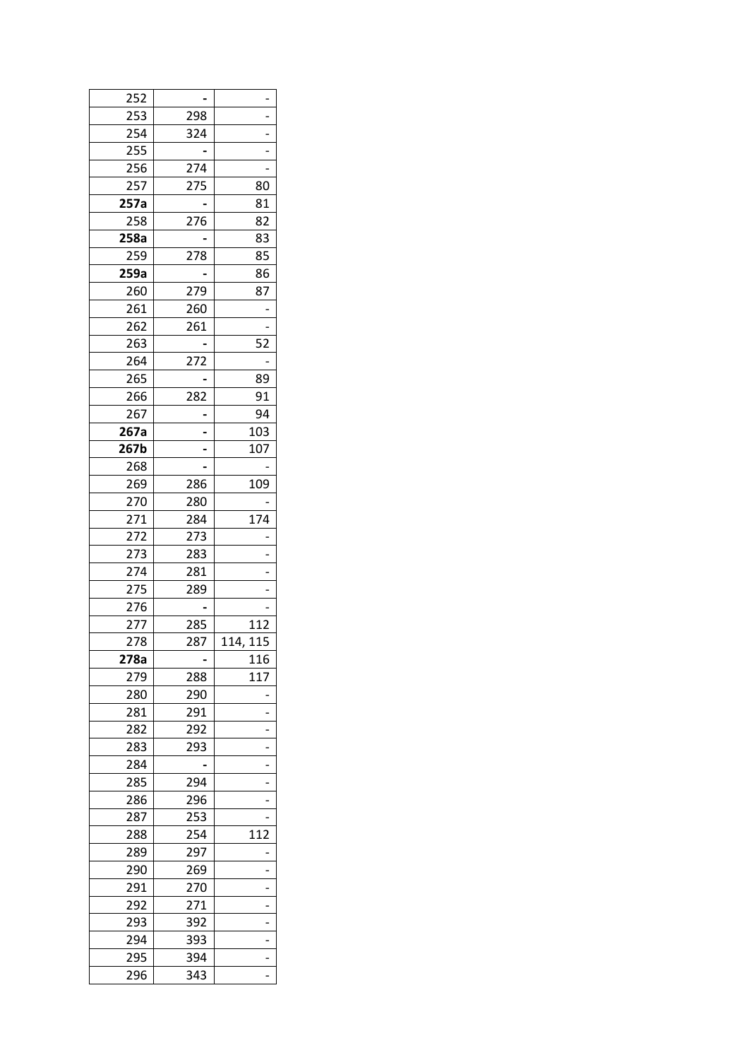| | | |
|---|---|---|
| 252 | - | - |
| 253 | 298 | - |
| 254 | 324 | - |
| 255 | - | - |
| 256 | 274 | - |
| 257 | 275 | 80 |
| **257a** | - | 81 |
| 258 | 276 | 82 |
| **258a** | - | 83 |
| 259 | 278 | 85 |
| **259a** | - | 86 |
| 260 | 279 | 87 |
| 261 | 260 | - |
| 262 | 261 | - |
| 263 | - | 52 |
| 264 | 272 | - |
| 265 | - | 89 |
| 266 | 282 | 91 |
| 267 | - | 94 |
| **267a** | - | 103 |
| **267b** | - | 107 |
| 268 | - | - |
| 269 | 286 | 109 |
| 270 | 280 | - |
| 271 | 284 | 174 |
| 272 | 273 | - |
| 273 | 283 | - |
| 274 | 281 | - |
| 275 | 289 | - |
| 276 | - | - |
| 277 | 285 | 112 |
| 278 | 287 | 114, 115 |
| **278a** | - | 116 |
| 279 | 288 | 117 |
| 280 | 290 | - |
| 281 | 291 | - |
| 282 | 292 | - |
| 283 | 293 | - |
| 284 | - | - |
| 285 | 294 | - |
| 286 | 296 | - |
| 287 | 253 | - |
| 288 | 254 | 112 |
| 289 | 297 | - |
| 290 | 269 | - |
| 291 | 270 | - |
| 292 | 271 | - |
| 293 | 392 | - |
| 294 | 393 | - |
| 295 | 394 | - |
| 296 | 343 | - |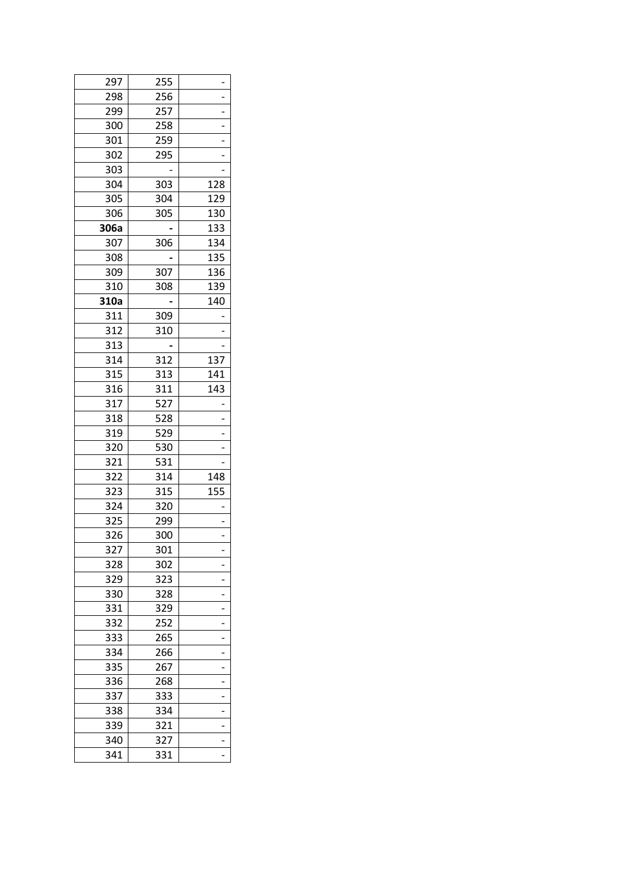| | | |
|---|---|---|
| 297 | 255 | - |
| 298 | 256 | - |
| 299 | 257 | - |
| 300 | 258 | - |
| 301 | 259 | - |
| 302 | 295 | - |
| 303 | - | - |
| 304 | 303 | 128 |
| 305 | 304 | 129 |
| 306 | 305 | 130 |
| **306a** | **-** | 133 |
| 307 | 306 | 134 |
| 308 | **-** | 135 |
| 309 | 307 | 136 |
| 310 | 308 | 139 |
| **310a** | **-** | 140 |
| 311 | 309 | - |
| 312 | 310 | - |
| 313 | **-** | - |
| 314 | 312 | 137 |
| 315 | 313 | 141 |
| 316 | 311 | 143 |
| 317 | 527 | - |
| 318 | 528 | - |
| 319 | 529 | - |
| 320 | 530 | - |
| 321 | 531 | - |
| 322 | 314 | 148 |
| 323 | 315 | 155 |
| 324 | 320 | - |
| 325 | 299 | - |
| 326 | 300 | - |
| 327 | 301 | - |
| 328 | 302 | - |
| 329 | 323 | - |
| 330 | 328 | - |
| 331 | 329 | - |
| 332 | 252 | - |
| 333 | 265 | - |
| 334 | 266 | - |
| 335 | 267 | - |
| 336 | 268 | - |
| 337 | 333 | - |
| 338 | 334 | - |
| 339 | 321 | - |
| 340 | 327 | - |
| 341 | 331 | - |